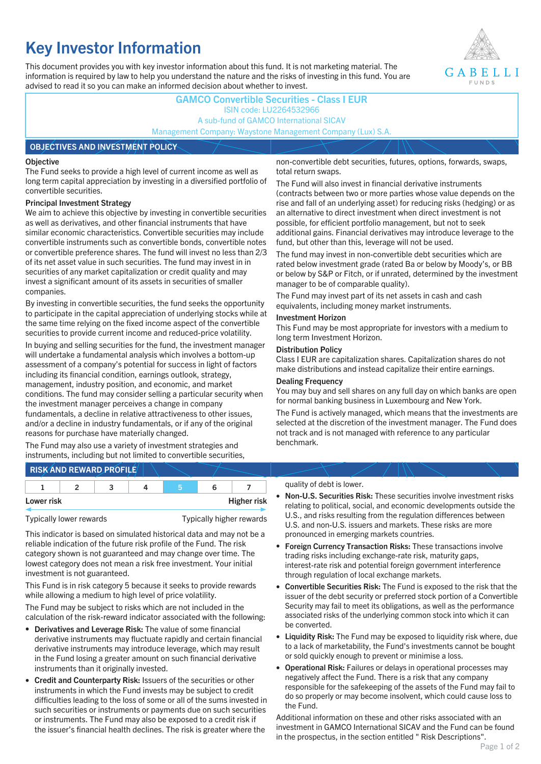# Key Investor Information

This document provides you with key investor information about this fund. It is not marketing material. The information is required by law to help you understand the nature and the risks of investing in this fund. You are advised to read it so you can make an informed decision about whether to invest.

**GAMCO Convertible Securities - Class I EUR**
ISIN code: LU2264532966
A sub-fund of GAMCO International SICAV
Management Company: Waystone Management Company (Lux) S.A.

## OBJECTIVES AND INVESTMENT POLICY

**Objective**

The Fund seeks to provide a high level of current income as well as long term capital appreciation by investing in a diversified portfolio of convertible securities.

**Principal Investment Strategy**

We aim to achieve this objective by investing in convertible securities as well as derivatives, and other financial instruments that have similar economic characteristics. Convertible securities may include convertible instruments such as convertible bonds, convertible notes or convertible preference shares. The fund will invest no less than 2/3 of its net asset value in such securities. The fund may invest in in securities of any market capitalization or credit quality and may invest a significant amount of its assets in securities of smaller companies.

By investing in convertible securities, the fund seeks the opportunity to participate in the capital appreciation of underlying stocks while at the same time relying on the fixed income aspect of the convertible securities to provide current income and reduced-price volatility.

In buying and selling securities for the fund, the investment manager will undertake a fundamental analysis which involves a bottom-up assessment of a company's potential for success in light of factors including its financial condition, earnings outlook, strategy, management, industry position, and economic, and market conditions. The fund may consider selling a particular security when the investment manager perceives a change in company fundamentals, a decline in relative attractiveness to other issues, and/or a decline in industry fundamentals, or if any of the original reasons for purchase have materially changed.

The Fund may also use a variety of investment strategies and instruments, including but not limited to convertible securities, non-convertible debt securities, futures, options, forwards, swaps, total return swaps.

The Fund will also invest in financial derivative instruments (contracts between two or more parties whose value depends on the rise and fall of an underlying asset) for reducing risks (hedging) or as an alternative to direct investment when direct investment is not possible, for efficient portfolio management, but not to seek additional gains. Financial derivatives may introduce leverage to the fund, but other than this, leverage will not be used.

The fund may invest in non-convertible debt securities which are rated below investment grade (rated Ba or below by Moody's, or BB or below by S&P or Fitch, or if unrated, determined by the investment manager to be of comparable quality).

The Fund may invest part of its net assets in cash and cash equivalents, including money market instruments.

**Investment Horizon**

This Fund may be most appropriate for investors with a medium to long term Investment Horizon.

**Distribution Policy**

Class I EUR are capitalization shares. Capitalization shares do not make distributions and instead capitalize their entire earnings.

**Dealing Frequency**

You may buy and sell shares on any full day on which banks are open for normal banking business in Luxembourg and New York.

The Fund is actively managed, which means that the investments are selected at the discretion of the investment manager. The Fund does not track and is not managed with reference to any particular benchmark.

## RISK AND REWARD PROFILE

| 1 | 2 | 3 | 4 | **5** | 6 | 7 |
|---|---|---|---|---|---|---|

Lower risk — Higher risk

Typically lower rewards — Typically higher rewards

This indicator is based on simulated historical data and may not be a reliable indication of the future risk profile of the Fund. The risk category shown is not guaranteed and may change over time. The lowest category does not mean a risk free investment. Your initial investment is not guaranteed.

This Fund is in risk category 5 because it seeks to provide rewards while allowing a medium to high level of price volatility.

The Fund may be subject to risks which are not included in the calculation of the risk-reward indicator associated with the following:

- **Derivatives and Leverage Risk:** The value of some financial derivative instruments may fluctuate rapidly and certain financial derivative instruments may introduce leverage, which may result in the Fund losing a greater amount on such financial derivative instruments than it originally invested.
- **Credit and Counterparty Risk:** Issuers of the securities or other instruments in which the Fund invests may be subject to credit difficulties leading to the loss of some or all of the sums invested in such securities or instruments or payments due on such securities or instruments. The Fund may also be exposed to a credit risk if the issuer's financial health declines. The risk is greater where the quality of debt is lower.
- **Non-U.S. Securities Risk:** These securities involve investment risks relating to political, social, and economic developments outside the U.S., and risks resulting from the regulation differences between U.S. and non-U.S. issuers and markets. These risks are more pronounced in emerging markets countries.
- **Foreign Currency Transaction Risks:** These transactions involve trading risks including exchange-rate risk, maturity gaps, interest-rate risk and potential foreign government interference through regulation of local exchange markets.
- **Convertible Securities Risk:** The Fund is exposed to the risk that the issuer of the debt security or preferred stock portion of a Convertible Security may fail to meet its obligations, as well as the performance associated risks of the underlying common stock into which it can be converted.
- **Liquidity Risk:** The Fund may be exposed to liquidity risk where, due to a lack of marketability, the Fund's investments cannot be bought or sold quickly enough to prevent or minimise a loss.
- **Operational Risk:** Failures or delays in operational processes may negatively affect the Fund. There is a risk that any company responsible for the safekeeping of the assets of the Fund may fail to do so properly or may become insolvent, which could cause loss to the Fund.

Additional information on these and other risks associated with an investment in GAMCO International SICAV and the Fund can be found in the prospectus, in the section entitled " Risk Descriptions".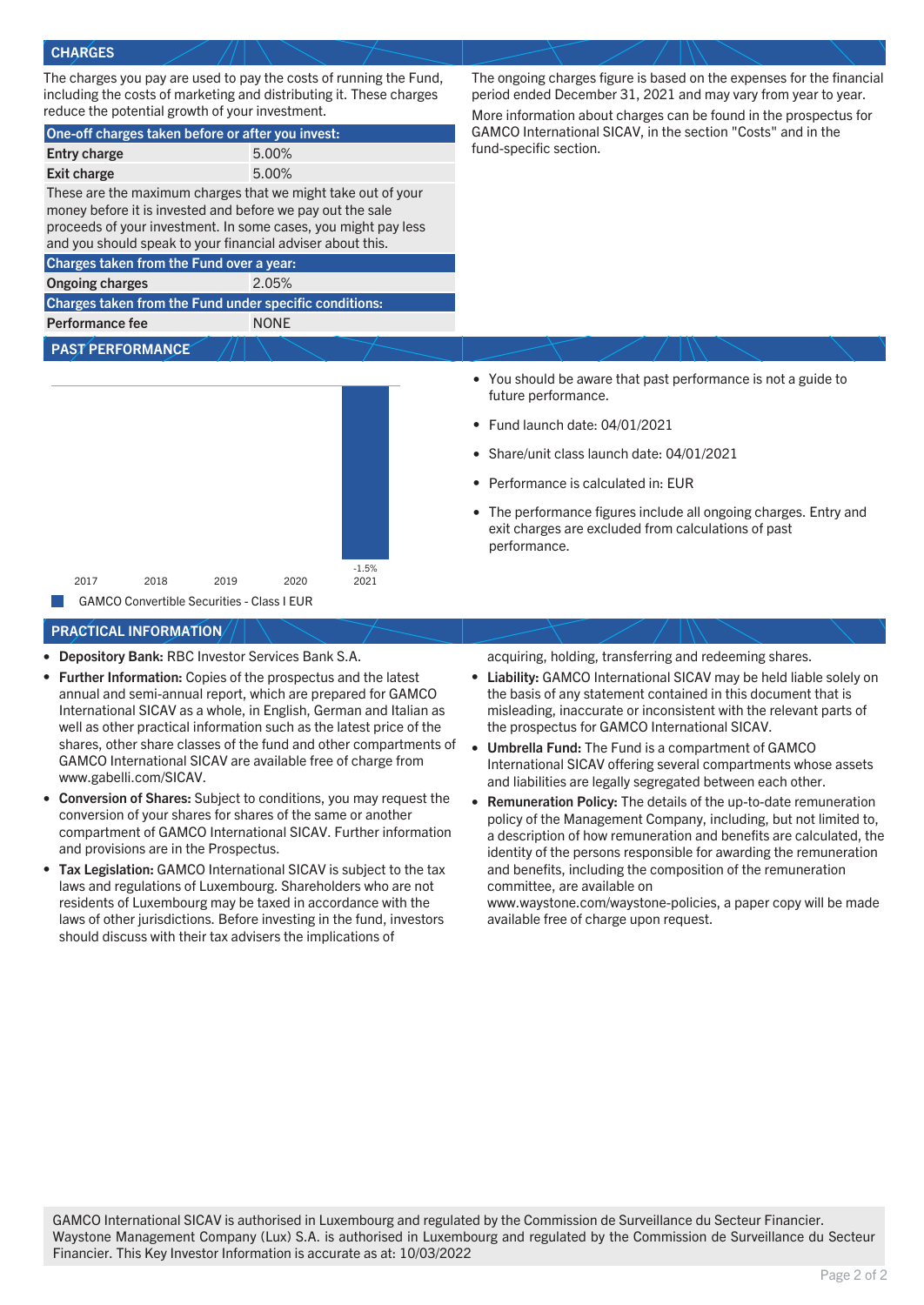## CHARGES

The charges you pay are used to pay the costs of running the Fund, including the costs of marketing and distributing it. These charges reduce the potential growth of your investment.

| One-off charges taken before or after you invest: | |
|---|---|
| **Entry charge** | 5.00% |
| **Exit charge** | 5.00% |
| These are the maximum charges that we might take out of your money before it is invested and before we pay out the sale proceeds of your investment. In some cases, you might pay less and you should speak to your financial adviser about this. | |
| **Charges taken from the Fund over a year:** | |
| **Ongoing charges** | 2.05% |
| **Charges taken from the Fund under specific conditions:** | |
| **Performance fee** | NONE |

The ongoing charges figure is based on the expenses for the financial period ended December 31, 2021 and may vary from year to year.

More information about charges can be found in the prospectus for GAMCO International SICAV, in the section "Costs" and in the fund-specific section.

## PAST PERFORMANCE

-1.5%

2017
2018
2019
2020
2021

GAMCO Convertible Securities - Class I EUR

- You should be aware that past performance is not a guide to future performance.
- Fund launch date: 04/01/2021
- Share/unit class launch date: 04/01/2021
- Performance is calculated in: EUR
- The performance figures include all ongoing charges. Entry and exit charges are excluded from calculations of past performance.

## PRACTICAL INFORMATION

- **Depository Bank:** RBC Investor Services Bank S.A.
- **Further Information:** Copies of the prospectus and the latest annual and semi-annual report, which are prepared for GAMCO International SICAV as a whole, in English, German and Italian as well as other practical information such as the latest price of the shares, other share classes of the fund and other compartments of GAMCO International SICAV are available free of charge from www.gabelli.com/SICAV.
- **Conversion of Shares:** Subject to conditions, you may request the conversion of your shares for shares of the same or another compartment of GAMCO International SICAV. Further information and provisions are in the Prospectus.
- **Tax Legislation:** GAMCO International SICAV is subject to the tax laws and regulations of Luxembourg. Shareholders who are not residents of Luxembourg may be taxed in accordance with the laws of other jurisdictions. Before investing in the fund, investors should discuss with their tax advisers the implications of acquiring, holding, transferring and redeeming shares.
- **Liability:** GAMCO International SICAV may be held liable solely on the basis of any statement contained in this document that is misleading, inaccurate or inconsistent with the relevant parts of the prospectus for GAMCO International SICAV.
- **Umbrella Fund:** The Fund is a compartment of GAMCO International SICAV offering several compartments whose assets and liabilities are legally segregated between each other.
- **Remuneration Policy:** The details of the up-to-date remuneration policy of the Management Company, including, but not limited to, a description of how remuneration and benefits are calculated, the identity of the persons responsible for awarding the remuneration and benefits, including the composition of the remuneration committee, are available on www.waystone.com/waystone-policies, a paper copy will be made available free of charge upon request.

GAMCO International SICAV is authorised in Luxembourg and regulated by the Commission de Surveillance du Secteur Financier. Waystone Management Company (Lux) S.A. is authorised in Luxembourg and regulated by the Commission de Surveillance du Secteur Financier. This Key Investor Information is accurate as at: 10/03/2022